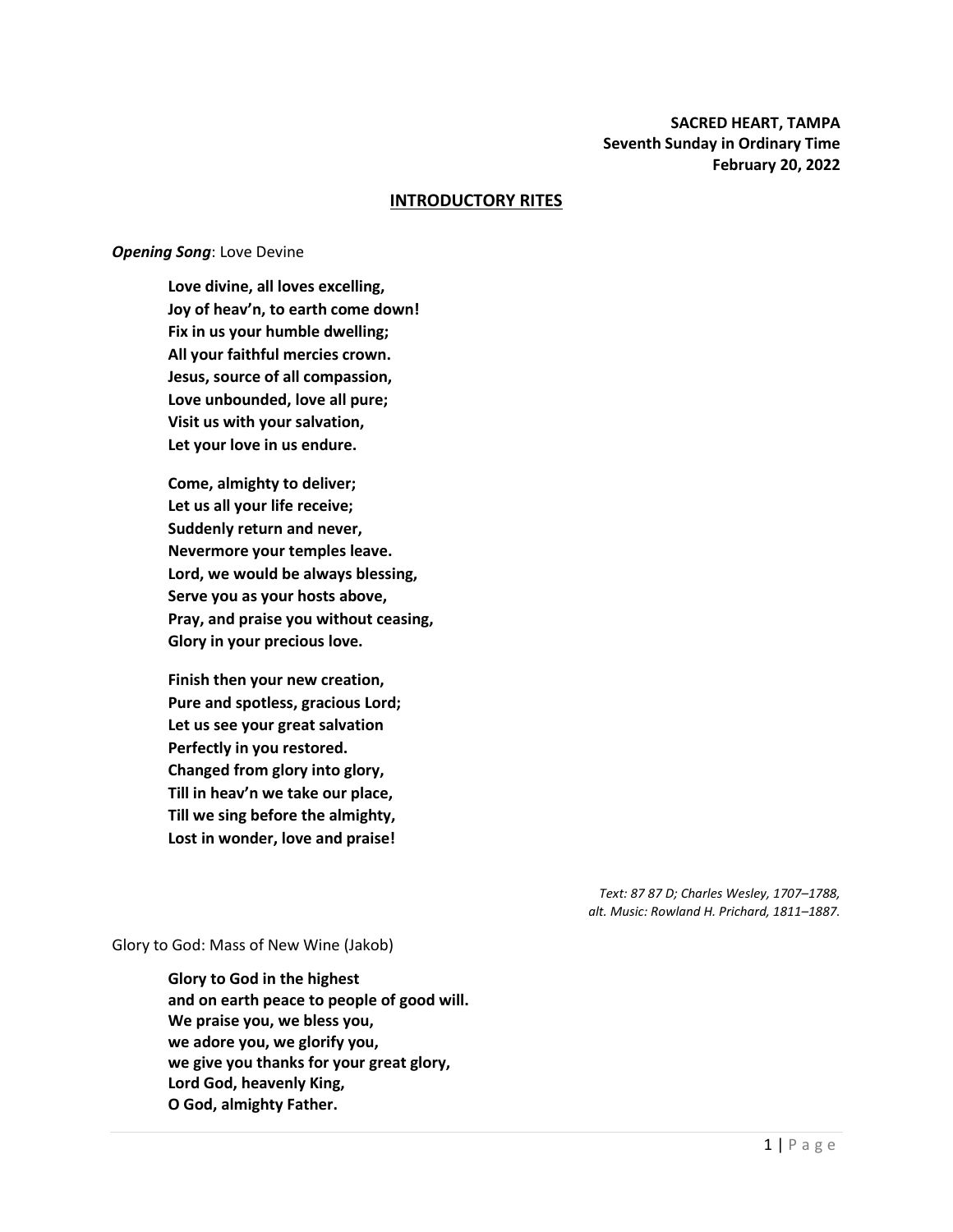**SACRED HEART, TAMPA**
**Seventh Sunday in Ordinary Time**
**February 20, 2022**

## INTRODUCTORY RITES

***Opening Song***: Love Devine

**Love divine, all loves excelling,**
**Joy of heav'n, to earth come down!**
**Fix in us your humble dwelling;**
**All your faithful mercies crown.**
**Jesus, source of all compassion,**
**Love unbounded, love all pure;**
**Visit us with your salvation,**
**Let your love in us endure.**

**Come, almighty to deliver;**
**Let us all your life receive;**
**Suddenly return and never,**
**Nevermore your temples leave.**
**Lord, we would be always blessing,**
**Serve you as your hosts above,**
**Pray, and praise you without ceasing,**
**Glory in your precious love.**

**Finish then your new creation,**
**Pure and spotless, gracious Lord;**
**Let us see your great salvation**
**Perfectly in you restored.**
**Changed from glory into glory,**
**Till in heav'n we take our place,**
**Till we sing before the almighty,**
**Lost in wonder, love and praise!**

*Text: 87 87 D; Charles Wesley, 1707–1788, alt. Music: Rowland H. Prichard, 1811–1887.*

Glory to God: Mass of New Wine (Jakob)

**Glory to God in the highest**
**and on earth peace to people of good will.**
**We praise you, we bless you,**
**we adore you, we glorify you,**
**we give you thanks for your great glory,**
**Lord God, heavenly King,**
**O God, almighty Father.**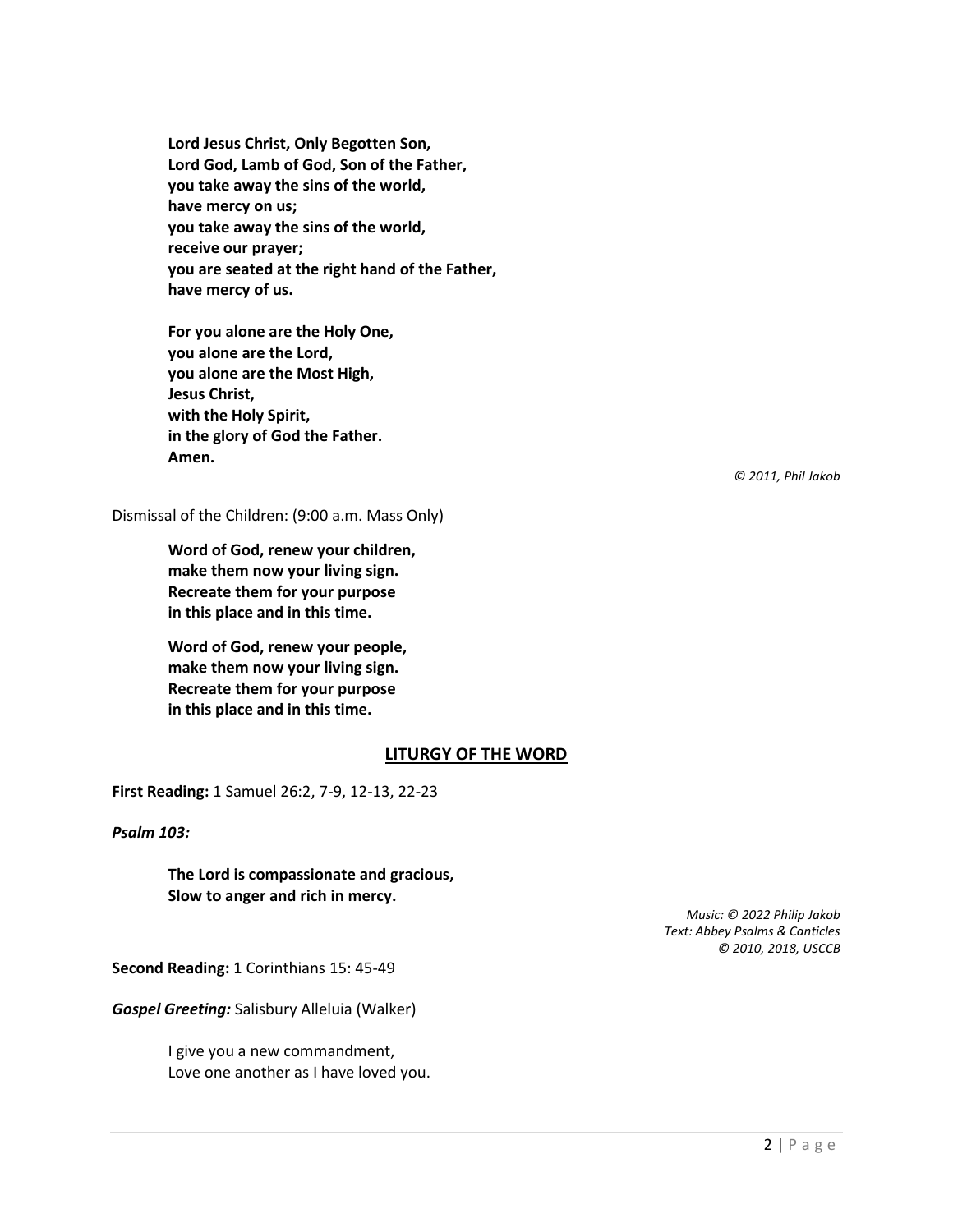**Lord Jesus Christ, Only Begotten Son,**
**Lord God, Lamb of God, Son of the Father,**
**you take away the sins of the world,**
**have mercy on us;**
**you take away the sins of the world,**
**receive our prayer;**
**you are seated at the right hand of the Father,**
**have mercy of us.**

**For you alone are the Holy One,**
**you alone are the Lord,**
**you alone are the Most High,**
**Jesus Christ,**
**with the Holy Spirit,**
**in the glory of God the Father.**
**Amen.**

*© 2011, Phil Jakob*

Dismissal of the Children: (9:00 a.m. Mass Only)

**Word of God, renew your children,**
**make them now your living sign.**
**Recreate them for your purpose**
**in this place and in this time.**

**Word of God, renew your people,**
**make them now your living sign.**
**Recreate them for your purpose**
**in this place and in this time.**

## LITURGY OF THE WORD

**First Reading:** 1 Samuel 26:2, 7-9, 12-13, 22-23

***Psalm 103:***

**The Lord is compassionate and gracious,**
**Slow to anger and rich in mercy.**

*Music: © 2022 Philip Jakob*
*Text: Abbey Psalms & Canticles*
*© 2010, 2018, USCCB*

**Second Reading:** 1 Corinthians 15: 45-49

***Gospel Greeting:*** Salisbury Alleluia (Walker)

I give you a new commandment,
Love one another as I have loved you.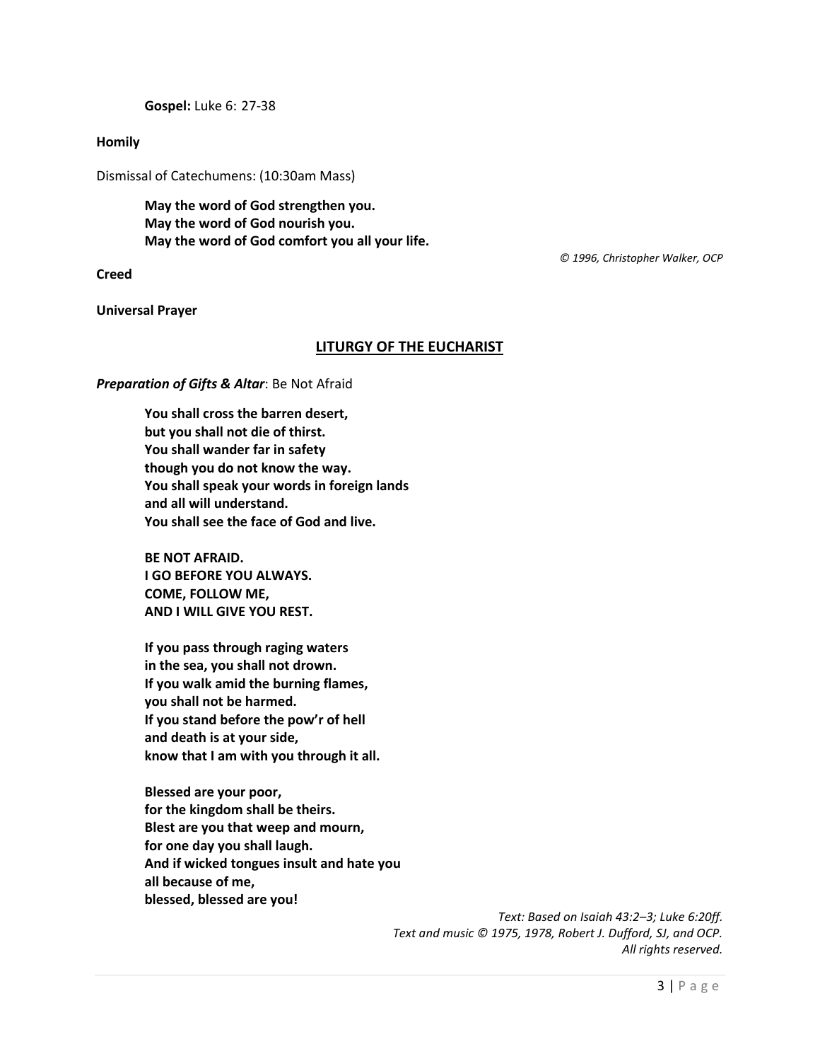**Gospel:** Luke 6: 27-38

**Homily**

Dismissal of Catechumens: (10:30am Mass)

**May the word of God strengthen you.**
**May the word of God nourish you.**
**May the word of God comfort you all your life.**

*© 1996, Christopher Walker, OCP*

**Creed**

**Universal Prayer**

## LITURGY OF THE EUCHARIST

***Preparation of Gifts & Altar***: Be Not Afraid

**You shall cross the barren desert,**
**but you shall not die of thirst.**
**You shall wander far in safety**
**though you do not know the way.**
**You shall speak your words in foreign lands**
**and all will understand.**
**You shall see the face of God and live.**

**BE NOT AFRAID.**
**I GO BEFORE YOU ALWAYS.**
**COME, FOLLOW ME,**
**AND I WILL GIVE YOU REST.**

**If you pass through raging waters**
**in the sea, you shall not drown.**
**If you walk amid the burning flames,**
**you shall not be harmed.**
**If you stand before the pow'r of hell**
**and death is at your side,**
**know that I am with you through it all.**

**Blessed are your poor,**
**for the kingdom shall be theirs.**
**Blest are you that weep and mourn,**
**for one day you shall laugh.**
**And if wicked tongues insult and hate you**
**all because of me,**
**blessed, blessed are you!**

*Text: Based on Isaiah 43:2–3; Luke 6:20ff.*
*Text and music © 1975, 1978, Robert J. Dufford, SJ, and OCP.*
*All rights reserved.*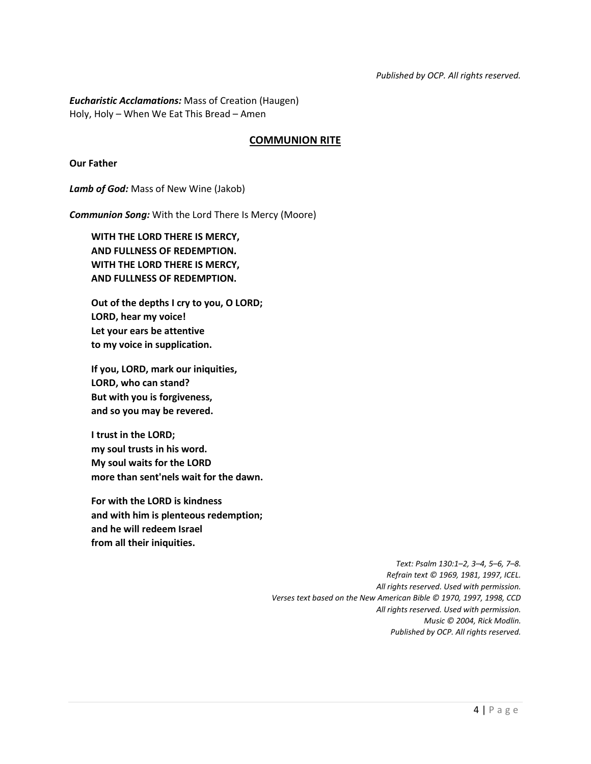*Published by OCP. All rights reserved.*

***Eucharistic Acclamations:*** Mass of Creation (Haugen)
Holy, Holy – When We Eat This Bread – Amen

## COMMUNION RITE

**Our Father**

***Lamb of God:*** Mass of New Wine (Jakob)

***Communion Song:*** With the Lord There Is Mercy (Moore)

> **WITH THE LORD THERE IS MERCY,**
> **AND FULLNESS OF REDEMPTION.**
> **WITH THE LORD THERE IS MERCY,**
> **AND FULLNESS OF REDEMPTION.**
>
> **Out of the depths I cry to you, O LORD;**
> **LORD, hear my voice!**
> **Let your ears be attentive**
> **to my voice in supplication.**
>
> **If you, LORD, mark our iniquities,**
> **LORD, who can stand?**
> **But with you is forgiveness,**
> **and so you may be revered.**
>
> **I trust in the LORD;**
> **my soul trusts in his word.**
> **My soul waits for the LORD**
> **more than sent'nels wait for the dawn.**
>
> **For with the LORD is kindness**
> **and with him is plenteous redemption;**
> **and he will redeem Israel**
> **from all their iniquities.**

*Text: Psalm 130:1–2, 3–4, 5–6, 7–8.*
*Refrain text © 1969, 1981, 1997, ICEL.*
*All rights reserved. Used with permission.*
*Verses text based on the New American Bible © 1970, 1997, 1998, CCD*
*All rights reserved. Used with permission.*
*Music © 2004, Rick Modlin.*
*Published by OCP. All rights reserved.*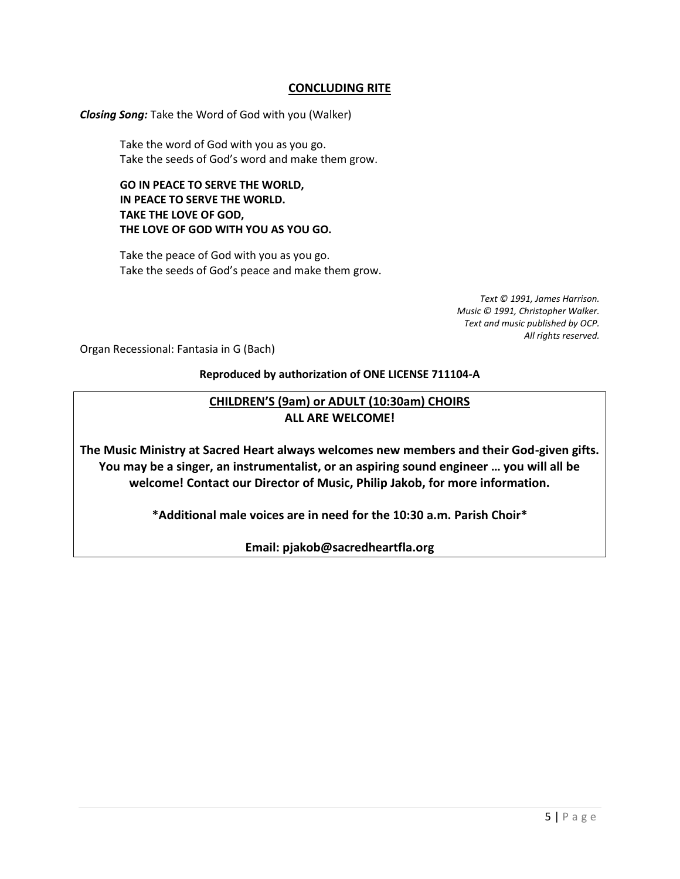## CONCLUDING RITE

***Closing Song:*** Take the Word of God with you (Walker)

Take the word of God with you as you go.
Take the seeds of God's word and make them grow.

**GO IN PEACE TO SERVE THE WORLD,**
**IN PEACE TO SERVE THE WORLD.**
**TAKE THE LOVE OF GOD,**
**THE LOVE OF GOD WITH YOU AS YOU GO.**

Take the peace of God with you as you go.
Take the seeds of God's peace and make them grow.

*Text © 1991, James Harrison.*
*Music © 1991, Christopher Walker.*
*Text and music published by OCP.*
*All rights reserved.*

Organ Recessional: Fantasia in G (Bach)

**Reproduced by authorization of ONE LICENSE 711104-A**

**CHILDREN'S (9am) or ADULT (10:30am) CHOIRS**
**ALL ARE WELCOME!**

**The Music Ministry at Sacred Heart always welcomes new members and their God-given gifts. You may be a singer, an instrumentalist, or an aspiring sound engineer … you will all be welcome! Contact our Director of Music, Philip Jakob, for more information.**

**\*Additional male voices are in need for the 10:30 a.m. Parish Choir\***

**Email: pjakob@sacredheartfla.org**